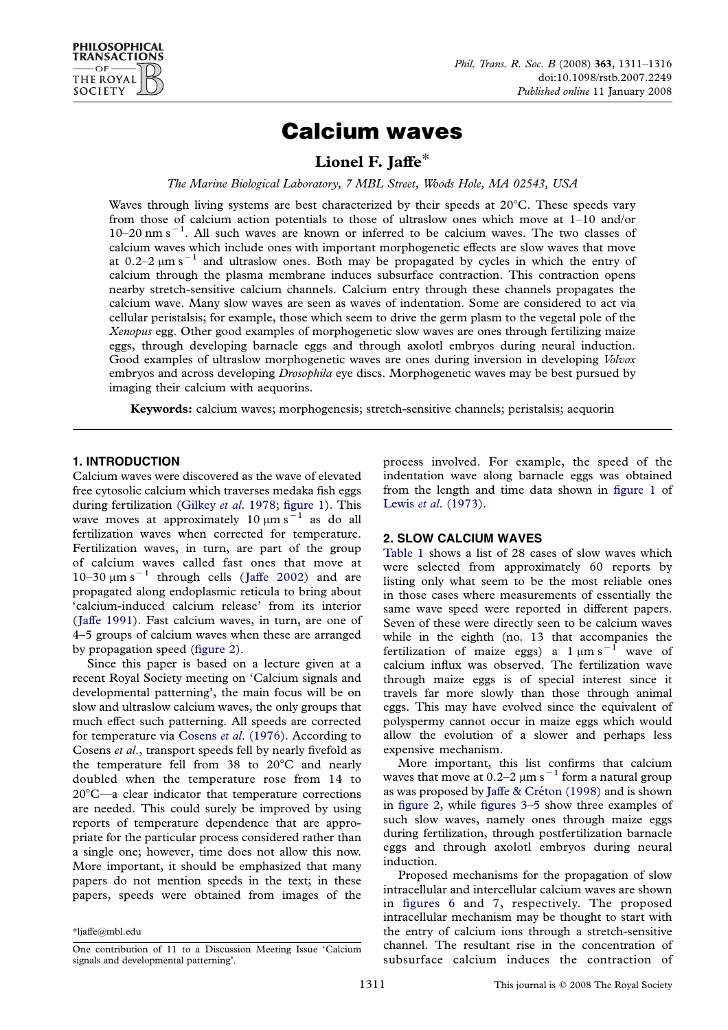# Calcium waves

**Lionel F. Jaffe***

*The Marine Biological Laboratory, 7 MBL Street, Woods Hole, MA 02543, USA*

Waves through living systems are best characterized by their speeds at 20°C. These speeds vary from those of calcium action potentials to those of ultraslow ones which move at 1–10 and/or 10–20 $\text{nm s}^{-1}$. All such waves are known or inferred to be calcium waves. The two classes of calcium waves which include ones with important morphogenetic effects are slow waves that move at 0.2–2 $\mu\text{m s}^{-1}$ and ultraslow ones. Both may be propagated by cycles in which the entry of calcium through the plasma membrane induces subsurface contraction. This contraction opens nearby stretch-sensitive calcium channels. Calcium entry through these channels propagates the calcium wave. Many slow waves are seen as waves of indentation. Some are considered to act via cellular peristalsis; for example, those which seem to drive the germ plasm to the vegetal pole of the *Xenopus* egg. Other good examples of morphogenetic slow waves are ones through fertilizing maize eggs, through developing barnacle eggs and through axolotl embryos during neural induction. Good examples of ultraslow morphogenetic waves are ones during inversion in developing *Volvox* embryos and across developing *Drosophila* eye discs. Morphogenetic waves may be best pursued by imaging their calcium with aequorins.

**Keywords:** calcium waves; morphogenesis; stretch-sensitive channels; peristalsis; aequorin

## 1. INTRODUCTION

Calcium waves were discovered as the wave of elevated free cytosolic calcium which traverses medaka fish eggs during fertilization (Gilkey *et al.* 1978; figure 1). This wave moves at approximately 10 $\mu\text{m s}^{-1}$ as do all fertilization waves when corrected for temperature. Fertilization waves, in turn, are part of the group of calcium waves called fast ones that move at 10–30 $\mu\text{m s}^{-1}$ through cells (Jaffe 2002) and are propagated along endoplasmic reticula to bring about 'calcium-induced calcium release' from its interior (Jaffe 1991). Fast calcium waves, in turn, are one of 4–5 groups of calcium waves when these are arranged by propagation speed (figure 2).

Since this paper is based on a lecture given at a recent Royal Society meeting on 'Calcium signals and developmental patterning', the main focus will be on slow and ultraslow calcium waves, the only groups that much effect such patterning. All speeds are corrected for temperature via Cosens *et al.* (1976). According to Cosens *et al.*, transport speeds fell by nearly fivefold as the temperature fell from 38 to 20°C and nearly doubled when the temperature rose from 14 to 20°C—a clear indicator that temperature corrections are needed. This could surely be improved by using reports of temperature dependence that are appropriate for the particular process considered rather than a single one; however, time does not allow this now. More important, it should be emphasized that many papers do not mention speeds in the text; in these papers, speeds were obtained from images of the process involved. For example, the speed of the indentation wave along barnacle eggs was obtained from the length and time data shown in figure 1 of Lewis *et al.* (1973).

## 2. SLOW CALCIUM WAVES

Table 1 shows a list of 28 cases of slow waves which were selected from approximately 60 reports by listing only what seem to be the most reliable ones in those cases where measurements of essentially the same wave speed were reported in different papers. Seven of these were directly seen to be calcium waves while in the eighth (no. 13 that accompanies the fertilization of maize eggs) a 1 $\mu\text{m s}^{-1}$ wave of calcium influx was observed. The fertilization wave through maize eggs is of special interest since it travels far more slowly than those through animal eggs. This may have evolved since the equivalent of polyspermy cannot occur in maize eggs which would allow the evolution of a slower and perhaps less expensive mechanism.

More important, this list confirms that calcium waves that move at 0.2–2 $\mu\text{m s}^{-1}$ form a natural group as was proposed by Jaffe & Créton (1998) and is shown in figure 2, while figures 3–5 show three examples of such slow waves, namely ones through maize eggs during fertilization, through postfertilization barnacle eggs and through axolotl embryos during neural induction.

Proposed mechanisms for the propagation of slow intracellular and intercellular calcium waves are shown in figures 6 and 7, respectively. The proposed intracellular mechanism may be thought to start with the entry of calcium ions through a stretch-sensitive channel. The resultant rise in the concentration of subsurface calcium induces the contraction of

*ljaffe@mbl.edu

One contribution of 11 to a Discussion Meeting Issue 'Calcium signals and developmental patterning'.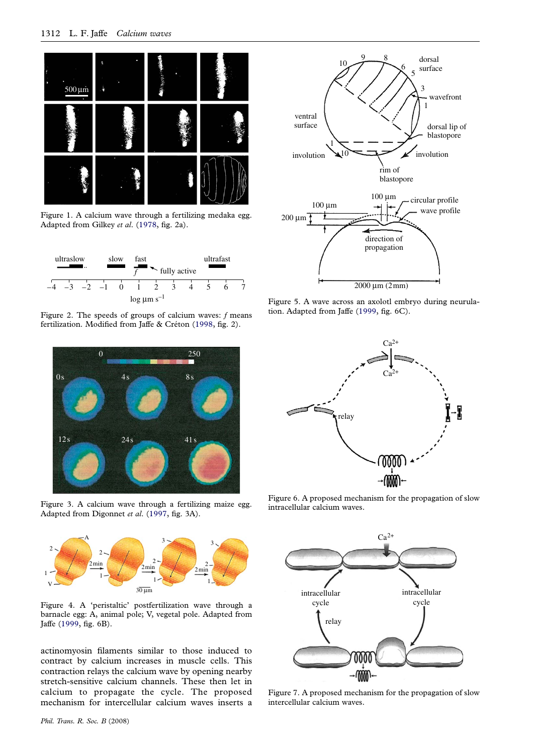Figure 1. A calcium wave through a fertilizing medaka egg. Adapted from Gilkey *et al.* (1978, fig. 2a).

Figure 2. The speeds of groups of calcium waves: *f* means fertilization. Modified from Jaffe & Créton (1998, fig. 2).

Figure 3. A calcium wave through a fertilizing maize egg. Adapted from Digonnet *et al.* (1997, fig. 3A).

Figure 4. A 'peristaltic' postfertilization wave through a barnacle egg: A, animal pole; V, vegetal pole. Adapted from Jaffe (1999, fig. 6B).

actinomyosin filaments similar to those induced to contract by calcium increases in muscle cells. This contraction relays the calcium wave by opening nearby stretch-sensitive calcium channels. These then let in calcium to propagate the cycle. The proposed mechanism for intercellular calcium waves inserts a

Figure 5. A wave across an axolotl embryo during neurulation. Adapted from Jaffe (1999, fig. 6C).

Figure 6. A proposed mechanism for the propagation of slow intracellular calcium waves.

Figure 7. A proposed mechanism for the propagation of slow intercellular calcium waves.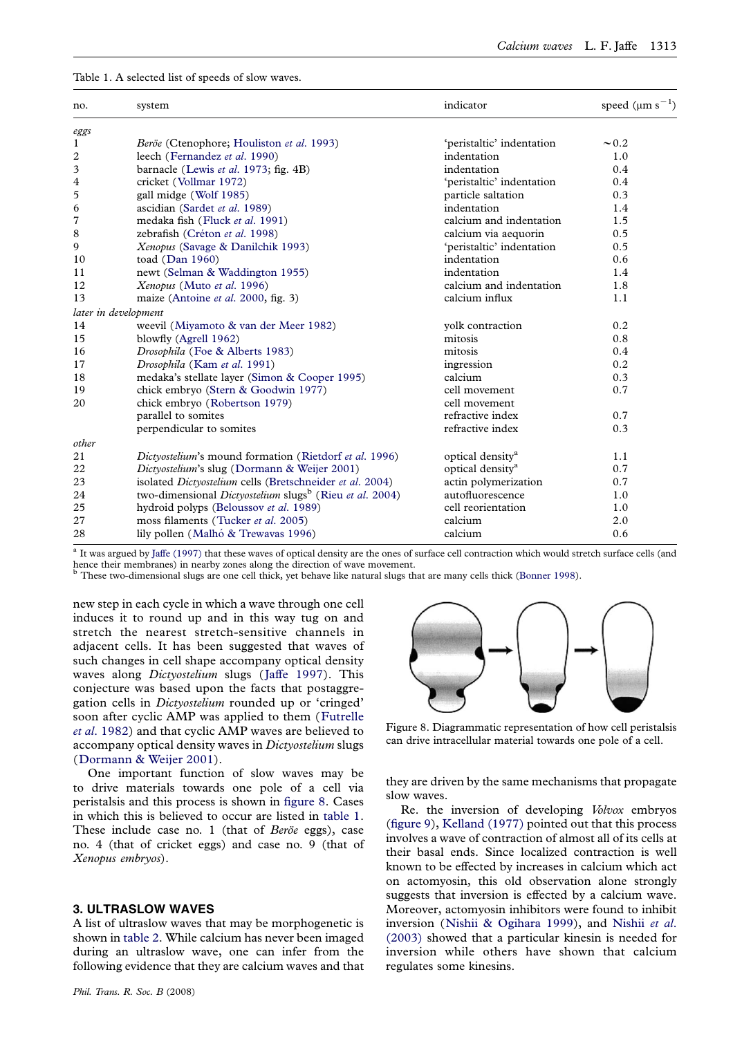Table 1. A selected list of speeds of slow waves.

| no. | system | indicator | speed (μm $s^{-1}$) |
|---|---|---|---|
| *eggs* | | | |
| 1 | *Beröe* (Ctenophore; Houliston *et al.* 1993) | 'peristaltic' indentation | ~0.2 |
| 2 | leech (Fernandez *et al.* 1990) | indentation | 1.0 |
| 3 | barnacle (Lewis *et al.* 1973; fig. 4B) | indentation | 0.4 |
| 4 | cricket (Vollmar 1972) | 'peristaltic' indentation | 0.4 |
| 5 | gall midge (Wolf 1985) | particle saltation | 0.3 |
| 6 | ascidian (Sardet *et al.* 1989) | indentation | 1.4 |
| 7 | medaka fish (Fluck *et al.* 1991) | calcium and indentation | 1.5 |
| 8 | zebrafish (Créton *et al.* 1998) | calcium via aequorin | 0.5 |
| 9 | *Xenopus* (Savage & Danilchik 1993) | 'peristaltic' indentation | 0.5 |
| 10 | toad (Dan 1960) | indentation | 0.6 |
| 11 | newt (Selman & Waddington 1955) | indentation | 1.4 |
| 12 | *Xenopus* (Muto *et al.* 1996) | calcium and indentation | 1.8 |
| 13 | maize (Antoine *et al.* 2000, fig. 3) | calcium influx | 1.1 |
| *later in development* | | | |
| 14 | weevil (Miyamoto & van der Meer 1982) | yolk contraction | 0.2 |
| 15 | blowfly (Agrell 1962) | mitosis | 0.8 |
| 16 | *Drosophila* (Foe & Alberts 1983) | mitosis | 0.4 |
| 17 | *Drosophila* (Kam *et al.* 1991) | ingression | 0.2 |
| 18 | medaka's stellate layer (Simon & Cooper 1995) | calcium | 0.3 |
| 19 | chick embryo (Stern & Goodwin 1977) | cell movement | 0.7 |
| 20 | chick embryo (Robertson 1979) | cell movement | |
| | parallel to somites | refractive index | 0.7 |
| | perpendicular to somites | refractive index | 0.3 |
| *other* | | | |
| 21 | *Dictyostelium*'s mound formation (Rietdorf *et al.* 1996) | optical density[a] | 1.1 |
| 22 | *Dictyostelium*'s slug (Dormann & Weijer 2001) | optical density[a] | 0.7 |
| 23 | isolated *Dictyostelium* cells (Bretschneider *et al.* 2004) | actin polymerization | 0.7 |
| 24 | two-dimensional *Dictyostelium* slugs[b] (Rieu *et al.* 2004) | autofluorescence | 1.0 |
| 25 | hydroid polyps (Beloussov *et al.* 1989) | cell reorientation | 1.0 |
| 27 | moss filaments (Tucker *et al.* 2005) | calcium | 2.0 |
| 28 | lily pollen (Malhó & Trewavas 1996) | calcium | 0.6 |

[a] It was argued by Jaffe (1997) that these waves of optical density are the ones of surface cell contraction which would stretch surface cells (and hence their membranes) in nearby zones along the direction of wave movement.
[b] These two-dimensional slugs are one cell thick, yet behave like natural slugs that are many cells thick (Bonner 1998).

new step in each cycle in which a wave through one cell induces it to round up and in this way tug on and stretch the nearest stretch-sensitive channels in adjacent cells. It has been suggested that waves of such changes in cell shape accompany optical density waves along *Dictyostelium* slugs (Jaffe 1997). This conjecture was based upon the facts that postaggregation cells in *Dictyostelium* rounded up or 'cringed' soon after cyclic AMP was applied to them (Futrelle *et al.* 1982) and that cyclic AMP waves are believed to accompany optical density waves in *Dictyostelium* slugs (Dormann & Weijer 2001).

One important function of slow waves may be to drive materials towards one pole of a cell via peristalsis and this process is shown in figure 8. Cases in which this is believed to occur are listed in table 1. These include case no. 1 (that of *Beröe* eggs), case no. 4 (that of cricket eggs) and case no. 9 (that of *Xenopus embryos*).

Figure 8. Diagrammatic representation of how cell peristalsis can drive intracellular material towards one pole of a cell.

## 3. ULTRASLOW WAVES

A list of ultraslow waves that may be morphogenetic is shown in table 2. While calcium has never been imaged during an ultraslow wave, one can infer from the following evidence that they are calcium waves and that they are driven by the same mechanisms that propagate slow waves.

Re. the inversion of developing *Volvox* embryos (figure 9), Kelland (1977) pointed out that this process involves a wave of contraction of almost all of its cells at their basal ends. Since localized contraction is well known to be effected by increases in calcium which act on actomyosin, this old observation alone strongly suggests that inversion is effected by a calcium wave. Moreover, actomyosin inhibitors were found to inhibit inversion (Nishii & Ogihara 1999), and Nishii *et al.* (2003) showed that a particular kinesin is needed for inversion while others have shown that calcium regulates some kinesins.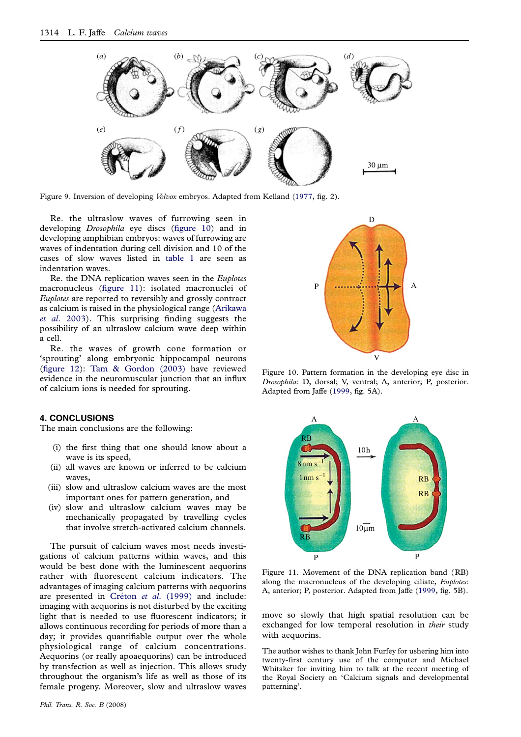Figure 9. Inversion of developing *Volvox* embryos. Adapted from Kelland (1977, fig. 2).

Re. the ultraslow waves of furrowing seen in developing *Drosophila* eye discs (figure 10) and in developing amphibian embryos: waves of furrowing are waves of indentation during cell division and 10 of the cases of slow waves listed in table 1 are seen as indentation waves.

Re. the DNA replication waves seen in the *Euplotes* macronucleus (figure 11): isolated macronuclei of *Euplotes* are reported to reversibly and grossly contract as calcium is raised in the physiological range (Arikawa *et al*. 2003). This surprising finding suggests the possibility of an ultraslow calcium wave deep within a cell.

Re. the waves of growth cone formation or 'sprouting' along embryonic hippocampal neurons (figure 12): Tam & Gordon (2003) have reviewed evidence in the neuromuscular junction that an influx of calcium ions is needed for sprouting.

Figure 10. Pattern formation in the developing eye disc in *Drosophila*: D, dorsal; V, ventral; A, anterior; P, posterior. Adapted from Jaffe (1999, fig. 5A).

Figure 11. Movement of the DNA replication band (RB) along the macronucleus of the developing ciliate, *Euplotes*: A, anterior; P, posterior. Adapted from Jaffe (1999, fig. 5B).

## 4. CONCLUSIONS

The main conclusions are the following:

(i) the first thing that one should know about a wave is its speed,
(ii) all waves are known or inferred to be calcium waves,
(iii) slow and ultraslow calcium waves are the most important ones for pattern generation, and
(iv) slow and ultraslow calcium waves may be mechanically propagated by travelling cycles that involve stretch-activated calcium channels.

The pursuit of calcium waves most needs investigations of calcium patterns within waves, and this would be best done with the luminescent aequorins rather than with fluorescent calcium indicators. The advantages of imaging calcium patterns with aequorins are presented in Créton *et al*. (1999) and include: imaging with aequorins is not disturbed by the exciting light that is needed to use fluorescent indicators; it allows continuous recording for periods of more than a day; it provides quantifiable output over the whole physiological range of calcium concentrations. Aequorins (or really apoaequorins) can be introduced by transfection as well as injection. This allows study throughout the organism's life as well as those of its female progeny. Moreover, slow and ultraslow waves move so slowly that high spatial resolution can be exchanged for low temporal resolution in *their* study with aequorins.

The author wishes to thank John Furfey for ushering him into twenty-first century use of the computer and Michael Whitaker for inviting him to talk at the recent meeting of the Royal Society on 'Calcium signals and developmental patterning'.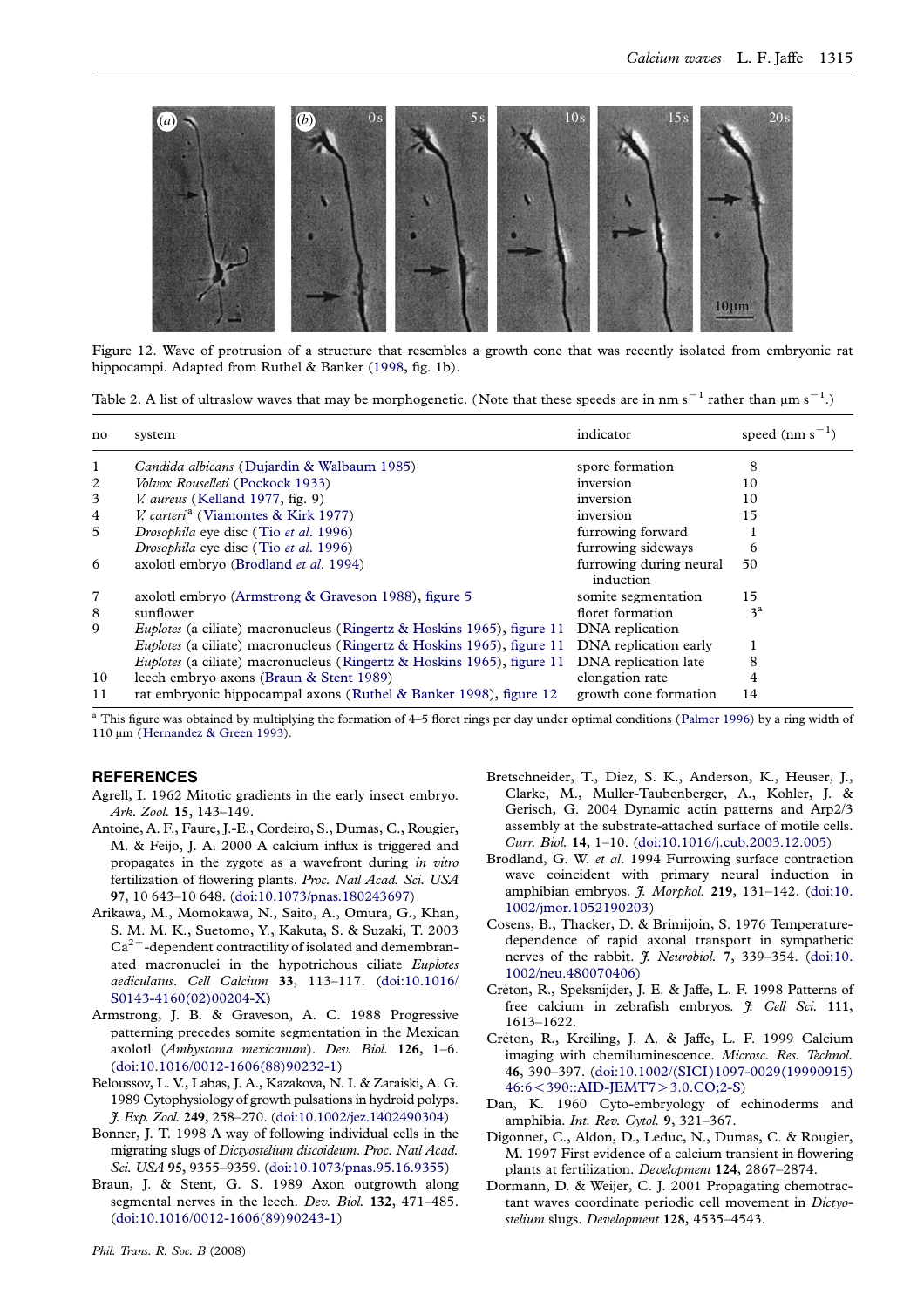Figure 12. Wave of protrusion of a structure that resembles a growth cone that was recently isolated from embryonic rat hippocampi. Adapted from Ruthel & Banker (1998, fig. 1b).

Table 2. A list of ultraslow waves that may be morphogenetic. (Note that these speeds are in nm $s^{-1}$ rather than μm $s^{-1}$.)

| no | system | indicator | speed (nm $s^{-1}$) |
|---|---|---|---|
| 1 | *Candida albicans* (Dujardin & Walbaum 1985) | spore formation | 8 |
| 2 | *Volvox Rousselleti* (Pockock 1933) | inversion | 10 |
| 3 | *V. aureus* (Kelland 1977, fig. 9) | inversion | 10 |
| 4 | *V. carteri*[a] (Viamontes & Kirk 1977) | inversion | 15 |
| 5 | *Drosophila* eye disc (Tio *et al*. 1996) | furrowing forward | 1 |
| | *Drosophila* eye disc (Tio *et al*. 1996) | furrowing sideways | 6 |
| 6 | axolotl embryo (Brodland *et al*. 1994) | furrowing during neural induction | 50 |
| 7 | axolotl embryo (Armstrong & Graveson 1988), figure 5 | somite segmentation | 15 |
| 8 | sunflower | floret formation | 3[a] |
| 9 | *Euplotes* (a ciliate) macronucleus (Ringertz & Hoskins 1965), figure 11 | DNA replication | |
| | *Euplotes* (a ciliate) macronucleus (Ringertz & Hoskins 1965), figure 11 | DNA replication early | 1 |
| | *Euplotes* (a ciliate) macronucleus (Ringertz & Hoskins 1965), figure 11 | DNA replication late | 8 |
| 10 | leech embryo axons (Braun & Stent 1989) | elongation rate | 4 |
| 11 | rat embryonic hippocampal axons (Ruthel & Banker 1998), figure 12 | growth cone formation | 14 |

[a] This figure was obtained by multiplying the formation of 4–5 floret rings per day under optimal conditions (Palmer 1996) by a ring width of 110 μm (Hernandez & Green 1993).

## REFERENCES

Agrell, I. 1962 Mitotic gradients in the early insect embryo. *Ark. Zool.* **15**, 143–149.

Antoine, A. F., Faure, J.-E., Cordeiro, S., Dumas, C., Rougier, M. & Feijo, J. A. 2000 A calcium influx is triggered and propagates in the zygote as a wavefront during *in vitro* fertilization of flowering plants. *Proc. Natl Acad. Sci. USA* **97**, 10 643–10 648. (doi:10.1073/pnas.180243697)

Arikawa, M., Momokawa, N., Saito, A., Omura, G., Khan, S. M. M. K., Suetomo, Y., Kakuta, S. & Suzaki, T. 2003 $Ca^{2+}$-dependent contractility of isolated and demembranated macronuclei in the hypotrichous ciliate *Euplotes aediculatus*. *Cell Calcium* **33**, 113–117. (doi:10.1016/S0143-4160(02)00204-X)

Armstrong, J. B. & Graveson, A. C. 1988 Progressive patterning precedes somite segmentation in the Mexican axolotl (*Ambystoma mexicanum*). *Dev. Biol.* **126**, 1–6. (doi:10.1016/0012-1606(88)90232-1)

Beloussov, L. V., Labas, J. A., Kazakova, N. I. & Zaraiski, A. G. 1989 Cytophysiology of growth pulsations in hydroid polyps. *J. Exp. Zool.* **249**, 258–270. (doi:10.1002/jez.1402490304)

Bonner, J. T. 1998 A way of following individual cells in the migrating slugs of *Dictyostelium discoideum*. *Proc. Natl Acad. Sci. USA* **95**, 9355–9359. (doi:10.1073/pnas.95.16.9355)

Braun, J. & Stent, G. S. 1989 Axon outgrowth along segmental nerves in the leech. *Dev. Biol.* **132**, 471–485. (doi:10.1016/0012-1606(89)90243-1)

Bretschneider, T., Diez, S. K., Anderson, K., Heuser, J., Clarke, M., Muller-Taubenberger, A., Kohler, J. & Gerisch, G. 2004 Dynamic actin patterns and Arp2/3 assembly at the substrate-attached surface of motile cells. *Curr. Biol.* **14**, 1–10. (doi:10.1016/j.cub.2003.12.005)

Brodland, G. W. *et al*. 1994 Furrowing surface contraction wave coincident with primary neural induction in amphibian embryos. *J. Morphol.* **219**, 131–142. (doi:10.1002/jmor.1052190203)

Cosens, B., Thacker, D. & Brimijoin, S. 1976 Temperature-dependence of rapid axonal transport in sympathetic nerves of the rabbit. *J. Neurobiol.* **7**, 339–354. (doi:10.1002/neu.480070406)

Créton, R., Speksnijder, J. E. & Jaffe, L. F. 1998 Patterns of free calcium in zebrafish embryos. *J. Cell Sci.* **111**, 1613–1622.

Créton, R., Kreiling, J. A. & Jaffe, L. F. 1999 Calcium imaging with chemiluminescence. *Microsc. Res. Technol.* **46**, 390–397. (doi:10.1002/(SICI)1097-0029(19990915)46:6<390::AID-JEMT7>3.0.CO;2-S)

Dan, K. 1960 Cyto-embryology of echinoderms and amphibia. *Int. Rev. Cytol.* **9**, 321–367.

Digonnet, C., Aldon, D., Leduc, N., Dumas, C. & Rougier, M. 1997 First evidence of a calcium transient in flowering plants at fertilization. *Development* **124**, 2867–2874.

Dormann, D. & Weijer, C. J. 2001 Propagating chemotractant waves coordinate periodic cell movement in *Dictyostelium* slugs. *Development* **128**, 4535–4543.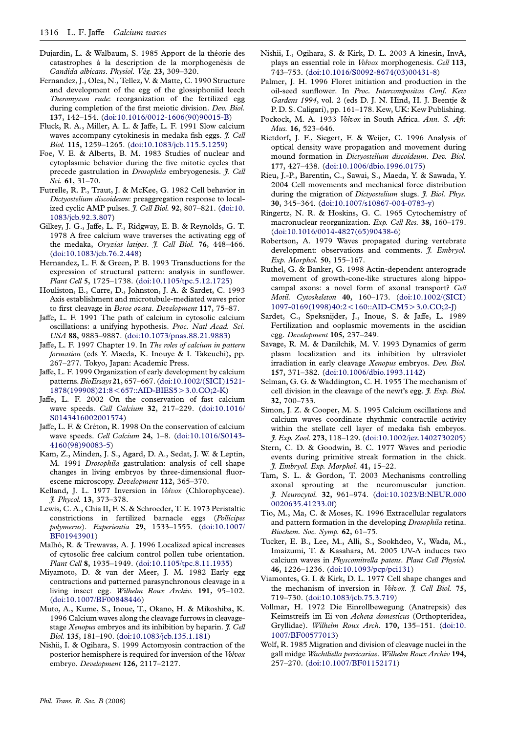Dujardin, L. & Walbaum, S. 1985 Apport de la théorie des catastrophes à la description de la morphogenèsis de *Candida albicans*. *Physiol. Vég.* **23**, 309–320.

Fernandez, J., Olea, N., Tellez, V. & Matte, C. 1990 Structure and development of the egg of the glossiphoniid leech *Theromyzon rude*: reorganization of the fertilized egg during completion of the first meiotic division. *Dev. Biol.* **137**, 142–154. (doi:10.1016/0012-1606(90)90015-B)

Fluck, R. A., Miller, A. L. & Jaffe, L. F. 1991 Slow calcium waves accompany cytokinesis in medaka fish eggs. *J. Cell Biol.* **115**, 1259–1265. (doi:10.1083/jcb.115.5.1259)

Foe, V. E. & Alberts, B. M. 1983 Studies of nuclear and cytoplasmic behavior during the five mitotic cycles that precede gastrulation in *Drosophila* embryogenesis. *J. Cell Sci.* **61**, 31–70.

Futrelle, R. P., Traut, J. & McKee, G. 1982 Cell behavior in *Dictyostelium discoideum*: preaggregation response to localized cyclic AMP pulses. *J. Cell Biol.* **92**, 807–821. (doi:10.1083/jcb.92.3.807)

Gilkey, J. G., Jaffe, L. F., Ridgway, E. B. & Reynolds, G. T. 1978 A free calcium wave traverses the activating egg of the medaka, *Oryzias latipes*. *J. Cell Biol.* **76**, 448–466. (doi:10.1083/jcb.76.2.448)

Hernandez, L. F. & Green, P. B. 1993 Transductions for the expression of structural pattern: analysis in sunflower. *Plant Cell* **5**, 1725–1738. (doi:10.1105/tpc.5.12.1725)

Houliston, E., Carre, D., Johnston, J. A. & Sardet, C. 1993 Axis establishment and microtubule-mediated waves prior to first cleavage in *Beroe ovata*. *Development* **117**, 75–87.

Jaffe, L. F. 1991 The path of calcium in cytosolic calcium oscillations: a unifying hypothesis. *Proc. Natl Acad. Sci. USA* **88**, 9883–9887. (doi:10.1073/pnas.88.21.9883)

Jaffe, L. F. 1997 Chapter 19. In *The roles of calcium in pattern formation* (eds Y. Maeda, K. Inouye & I. Takeuchi), pp. 267–277. Tokyo, Japan: Academic Press.

Jaffe, L. F. 1999 Organization of early development by calcium patterns. *BioEssays* **21**, 657–667. (doi:10.1002/(SICI)1521-1878(199908)21:8<657::AID-BIES5>3.0.CO;2-K)

Jaffe, L. F. 2002 On the conservation of fast calcium wave speeds. *Cell Calcium* **32**, 217–229. (doi:10.1016/S0143416002001574)

Jaffe, L. F. & Créton, R. 1998 On the conservation of calcium wave speeds. *Cell Calcium* **24**, 1–8. (doi:10.1016/S0143-4160(98)90083-5)

Kam, Z., Minden, J. S., Agard, D. A., Sedat, J. W. & Leptin, M. 1991 *Drosophila* gastrulation: analysis of cell shape changes in living embryos by three-dimensional fluorescence microscopy. *Development* **112**, 365–370.

Kelland, J. L. 1977 Inversion in *Volvox* (Chlorophyceae). *J. Phycol.* **13**, 373–378.

Lewis, C. A., Chia II, F. S. & Schroeder, T. E. 1973 Peristaltic constrictions in fertilized barnacle eggs (*Pollicipes polymerus*). *Experientia* **29**, 1533–1555. (doi:10.1007/BF01943901)

Malhó, R. & Trewavas, A. J. 1996 Localized apical increases of cytosolic free calcium control pollen tube orientation. *Plant Cell* **8**, 1935–1949. (doi:10.1105/tpc.8.11.1935)

Miyamoto, D. & van der Meer, J. M. 1982 Early egg contractions and patterned parasynchronous cleavage in a living insect egg. *Wilhelm Roux Archiv.* **191**, 95–102. (doi:10.1007/BF00848446)

Muto, A., Kume, S., Inoue, T., Okano, H. & Mikoshiba, K. 1996 Calcium waves along the cleavage furrows in cleavage-stage *Xenopus* embryos and its inhibition by heparin. *J. Cell Biol.* **135**, 181–190. (doi:10.1083/jcb.135.1.181)

Nishii, I. & Ogihara, S. 1999 Actomyosin contraction of the posterior hemisphere is required for inversion of the *Volvox* embryo. *Development* **126**, 2117–2127.

Nishii, I., Ogihara, S. & Kirk, D. L. 2003 A kinesin, InvA, plays an essential role in *Volvox* morphogenesis. *Cell* **113**, 743–753. (doi:10.1016/S0092-8674(03)00431-8)

Palmer, J. H. 1996 Floret initiation and production in the oil-seed sunflower. In *Proc. Intercompositae Conf. Kew Gardens 1994*, vol. 2 (eds D. J. N. Hind, H. J. Beentje & P. D. S. Caligari), pp. 161–178. Kew, UK: Kew Publishing.

Pocock, M. A. 1933 *Volvox* in South Africa. *Ann. S. Afr. Mus.* **16**, 523–646.

Rietdorf, J. F., Siegert, F. & Weijer, C. 1996 Analysis of optical density wave propagation and movement during mound formation in *Dictyostelium discoideum*. *Dev. Biol.* **177**, 427–438. (doi:10.1006/dbio.1996.0175)

Rieu, J.-P., Barentin, C., Sawai, S., Maeda, Y. & Sawada, Y. 2004 Cell movements and mechanical force distribution during the migration of *Dictyostelium* slugs. *J. Biol. Phys.* **30**, 345–364. (doi:10.1007/s10867-004-0783-y)

Ringertz, N. R. & Hoskins, G. C. 1965 Cytochemistry of macronuclear reorganization. *Exp. Cell Res.* **38**, 160–179. (doi:10.1016/0014-4827(65)90438-6)

Robertson, A. 1979 Waves propagated during vertebrate development: observations and comments. *J. Embryol. Exp. Morphol.* **50**, 155–167.

Ruthel, G. & Banker, G. 1998 Actin-dependent anterograde movement of growth-cone-like structures along hippocampal axons: a novel form of axonal transport? *Cell Motil. Cytoskeleton* **40**, 160–173. (doi:10.1002/(SICI)1097-0169(1998)40:2<160::AID-CM5>3.0.CO;2-J)

Sardet, C., Speksnijder, J., Inoue, S. & Jaffe, L. 1989 Fertilization and ooplasmic movements in the ascidian egg. *Development* **105**, 237–249.

Savage, R. M. & Danilchik, M. V. 1993 Dynamics of germ plasm localization and its inhibition by ultraviolet irradiation in early cleavage *Xenopus* embryos. *Dev. Biol.* **157**, 371–382. (doi:10.1006/dbio.1993.1142)

Selman, G. G. & Waddington, C. H. 1955 The mechanism of cell division in the cleavage of the newt's egg. *J. Exp. Biol.* **32**, 700–733.

Simon, J. Z. & Cooper, M. S. 1995 Calcium oscillations and calcium waves coordinate rhythmic contractile activity within the stellate cell layer of medaka fish embryos. *J. Exp. Zool.* **273**, 118–129. (doi:10.1002/jez.1402730205)

Stern, C. D. & Goodwin, B. C. 1977 Waves and periodic events during primitive streak formation in the chick. *J. Embryol. Exp. Morphol.* **41**, 15–22.

Tam, S. L. & Gordon, T. 2003 Mechanisms controlling axonal sprouting at the neuromuscular junction. *J. Neurocytol.* **32**, 961–974. (doi:10.1023/B:NEUR.0000020635.41233.0f)

Tio, M., Ma, C. & Moses, K. 1996 Extracellular regulators and pattern formation in the developing *Drosophila* retina. *Biochem. Soc. Symp.* **62**, 61–75.

Tucker, E. B., Lee, M., Alli, S., Sookhdeo, V., Wada, M., Imaizumi, T. & Kasahara, M. 2005 UV-A induces two calcium waves in *Physcomitrella patens*. *Plant Cell Physiol.* **46**, 1226–1236. (doi:10.1093/pcp/pci131)

Viamontes, G. I. & Kirk, D. L. 1977 Cell shape changes and the mechanism of inversion in *Volvox*. *J. Cell Biol.* **75**, 719–730. (doi:10.1083/jcb.75.3.719)

Vollmar, H. 1972 Die Einrollbewegung (Anatrepsis) des Keimstreifs im Ei von *Acheta domesticus* (Orthopteridea, Gryllidae). *Wilhelm Roux Arch.* **170**, 135–151. (doi:10.1007/BF00577013)

Wolf, R. 1985 Migration and division of cleavage nuclei in the gall midge *Wachtliella persicariae*. *Wilhelm Roux Archiv* **194**, 257–270. (doi:10.1007/BF01152171)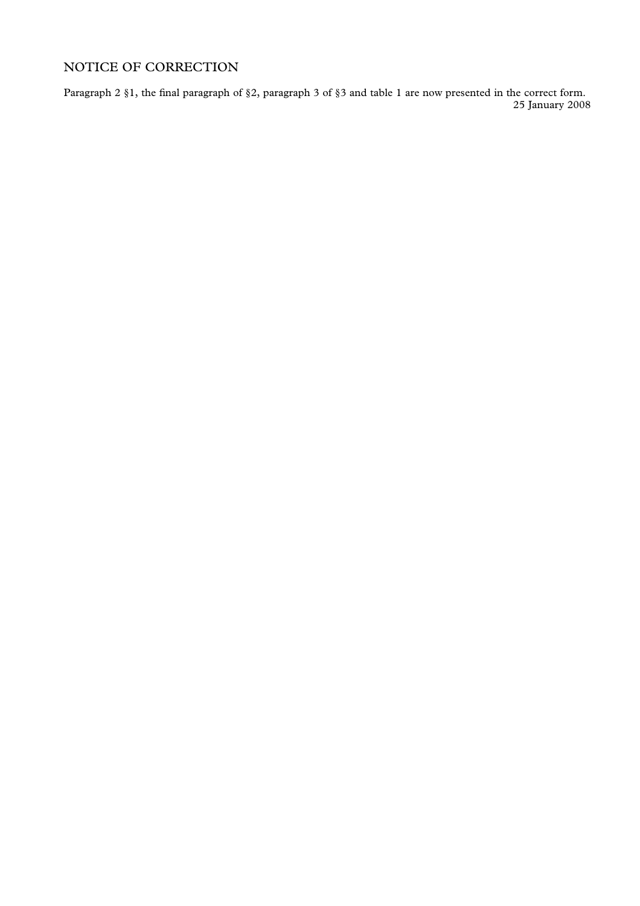## NOTICE OF CORRECTION

Paragraph 2 §1, the final paragraph of §2, paragraph 3 of §3 and table 1 are now presented in the correct form.

25 January 2008